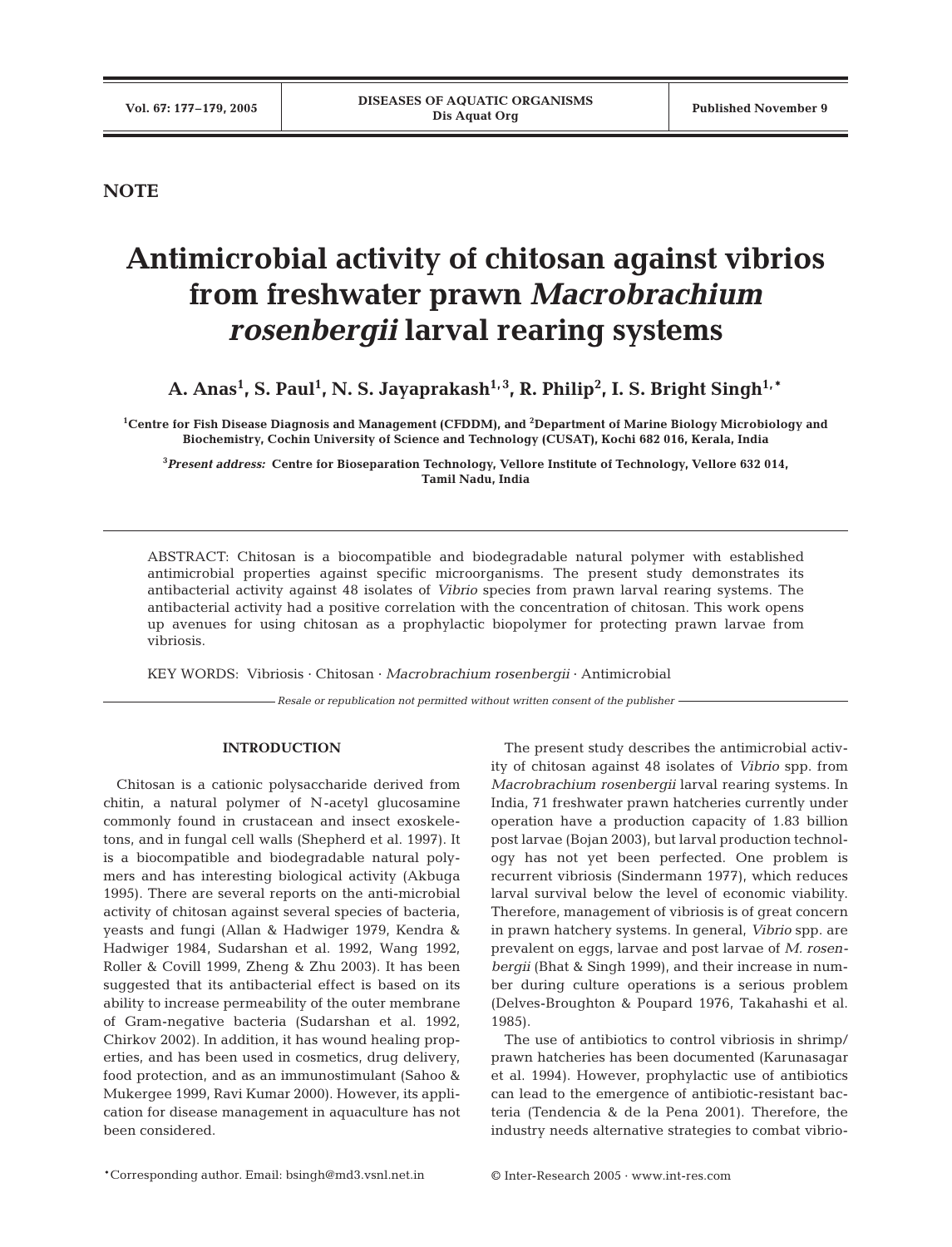**NOTE**

# Antimicrobial activity of chitosan against vibrios from freshwater prawn *Macrobrachium rosenbergii* larval rearing systems

**A. Anas[1], S. Paul[1], N. S. Jayaprakash[1,3], R. Philip[2], I. S. Bright Singh[1,*]**

[1]Centre for Fish Disease Diagnosis and Management (CFDDM), and [2]Department of Marine Biology Microbiology and Biochemistry, Cochin University of Science and Technology (CUSAT), Kochi 682 016, Kerala, India

[3]*Present address:* Centre for Bioseparation Technology, Vellore Institute of Technology, Vellore 632 014, Tamil Nadu, India

ABSTRACT: Chitosan is a biocompatible and biodegradable natural polymer with established antimicrobial properties against specific microorganisms. The present study demonstrates its antibacterial activity against 48 isolates of *Vibrio* species from prawn larval rearing systems. The antibacterial activity had a positive correlation with the concentration of chitosan. This work opens up avenues for using chitosan as a prophylactic biopolymer for protecting prawn larvae from vibriosis.

KEY WORDS: Vibriosis · Chitosan · *Macrobrachium rosenbergii* · Antimicrobial

*Resale or republication not permitted without written consent of the publisher*

## INTRODUCTION

Chitosan is a cationic polysaccharide derived from chitin, a natural polymer of N-acetyl glucosamine commonly found in crustacean and insect exoskeletons, and in fungal cell walls (Shepherd et al. 1997). It is a biocompatible and biodegradable natural polymers and has interesting biological activity (Akbuga 1995). There are several reports on the anti-microbial activity of chitosan against several species of bacteria, yeasts and fungi (Allan & Hadwiger 1979, Kendra & Hadwiger 1984, Sudarshan et al. 1992, Wang 1992, Roller & Covill 1999, Zheng & Zhu 2003). It has been suggested that its antibacterial effect is based on its ability to increase permeability of the outer membrane of Gram-negative bacteria (Sudarshan et al. 1992, Chirkov 2002). In addition, it has wound healing properties, and has been used in cosmetics, drug delivery, food protection, and as an immunostimulant (Sahoo & Mukergee 1999, Ravi Kumar 2000). However, its application for disease management in aquaculture has not been considered.

The present study describes the antimicrobial activity of chitosan against 48 isolates of *Vibrio* spp. from *Macrobrachium rosenbergii* larval rearing systems. In India, 71 freshwater prawn hatcheries currently under operation have a production capacity of 1.83 billion post larvae (Bojan 2003), but larval production technology has not yet been perfected. One problem is recurrent vibriosis (Sindermann 1977), which reduces larval survival below the level of economic viability. Therefore, management of vibriosis is of great concern in prawn hatchery systems. In general, *Vibrio* spp. are prevalent on eggs, larvae and post larvae of *M. rosenbergii* (Bhat & Singh 1999), and their increase in number during culture operations is a serious problem (Delves-Broughton & Poupard 1976, Takahashi et al. 1985).

The use of antibiotics to control vibriosis in shrimp/prawn hatcheries has been documented (Karunasagar et al. 1994). However, prophylactic use of antibiotics can lead to the emergence of antibiotic-resistant bacteria (Tendencia & de la Pena 2001). Therefore, the industry needs alternative strategies to combat vibrio-

*Corresponding author. Email: bsingh@md3.vsnl.net.in

© Inter-Research 2005 · www.int-res.com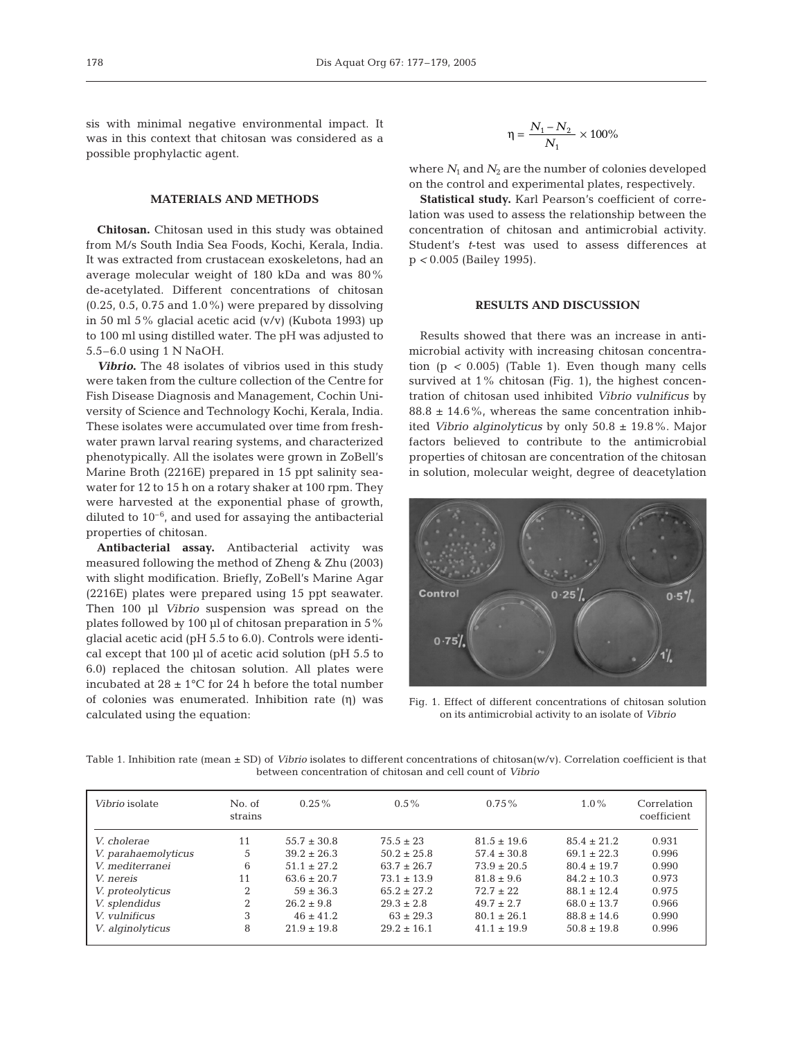sis with minimal negative environmental impact. It was in this context that chitosan was considered as a possible prophylactic agent.

## MATERIALS AND METHODS

**Chitosan.** Chitosan used in this study was obtained from M/s South India Sea Foods, Kochi, Kerala, India. It was extracted from crustacean exoskeletons, had an average molecular weight of 180 kDa and was 80% de-acetylated. Different concentrations of chitosan (0.25, 0.5, 0.75 and 1.0%) were prepared by dissolving in 50 ml 5% glacial acetic acid (v/v) (Kubota 1993) up to 100 ml using distilled water. The pH was adjusted to 5.5–6.0 using 1 N NaOH.

***Vibrio.*** The 48 isolates of vibrios used in this study were taken from the culture collection of the Centre for Fish Disease Diagnosis and Management, Cochin University of Science and Technology Kochi, Kerala, India. These isolates were accumulated over time from freshwater prawn larval rearing systems, and characterized phenotypically. All the isolates were grown in ZoBell's Marine Broth (2216E) prepared in 15 ppt salinity seawater for 12 to 15 h on a rotary shaker at 100 rpm. They were harvested at the exponential phase of growth, diluted to $10^{-6}$, and used for assaying the antibacterial properties of chitosan.

**Antibacterial assay.** Antibacterial activity was measured following the method of Zheng & Zhu (2003) with slight modification. Briefly, ZoBell's Marine Agar (2216E) plates were prepared using 15 ppt seawater. Then 100 µl *Vibrio* suspension was spread on the plates followed by 100 µl of chitosan preparation in 5% glacial acetic acid (pH 5.5 to 6.0). Controls were identical except that 100 µl of acetic acid solution (pH 5.5 to 6.0) replaced the chitosan solution. All plates were incubated at 28 ± 1°C for 24 h before the total number of colonies was enumerated. Inhibition rate ($\eta$) was calculated using the equation:

$$\eta = \frac{N_1 - N_2}{N_1} \times 100\%$$

where $N_1$ and $N_2$ are the number of colonies developed on the control and experimental plates, respectively.

**Statistical study.** Karl Pearson's coefficient of correlation was used to assess the relationship between the concentration of chitosan and antimicrobial activity. Student's *t*-test was used to assess differences at $p < 0.005$ (Bailey 1995).

## RESULTS AND DISCUSSION

Results showed that there was an increase in antimicrobial activity with increasing chitosan concentration ($p < 0.005$) (Table 1). Even though many cells survived at 1% chitosan (Fig. 1), the highest concentration of chitosan used inhibited *Vibrio vulnificus* by 88.8 ± 14.6%, whereas the same concentration inhibited *Vibrio alginolyticus* by only 50.8 ± 19.8%. Major factors believed to contribute to the antimicrobial properties of chitosan are concentration of the chitosan in solution, molecular weight, degree of deacetylation

Fig. 1. Effect of different concentrations of chitosan solution on its antimicrobial activity to an isolate of *Vibrio*

Table 1. Inhibition rate (mean ± SD) of *Vibrio* isolates to different concentrations of chitosan(w/v). Correlation coefficient is that between concentration of chitosan and cell count of *Vibrio*

| *Vibrio* isolate | No. of strains | 0.25% | 0.5% | 0.75% | 1.0% | Correlation coefficient |
|---|---|---|---|---|---|---|
| *V. cholerae* | 11 | 55.7 ± 30.8 | 75.5 ± 23 | 81.5 ± 19.6 | 85.4 ± 21.2 | 0.931 |
| *V. parahaemolyticus* | 5 | 39.2 ± 26.3 | 50.2 ± 25.8 | 57.4 ± 30.8 | 69.1 ± 22.3 | 0.996 |
| *V. mediterranei* | 6 | 51.1 ± 27.2 | 63.7 ± 26.7 | 73.9 ± 20.5 | 80.4 ± 19.7 | 0.990 |
| *V. nereis* | 11 | 63.6 ± 20.7 | 73.1 ± 13.9 | 81.8 ± 9.6 | 84.2 ± 10.3 | 0.973 |
| *V. proteolyticus* | 2 | 59 ± 36.3 | 65.2 ± 27.2 | 72.7 ± 22 | 88.1 ± 12.4 | 0.975 |
| *V. splendidus* | 2 | 26.2 ± 9.8 | 29.3 ± 2.8 | 49.7 ± 2.7 | 68.0 ± 13.7 | 0.966 |
| *V. vulnificus* | 3 | 46 ± 41.2 | 63 ± 29.3 | 80.1 ± 26.1 | 88.8 ± 14.6 | 0.990 |
| *V. alginolyticus* | 8 | 21.9 ± 19.8 | 29.2 ± 16.1 | 41.1 ± 19.9 | 50.8 ± 19.8 | 0.996 |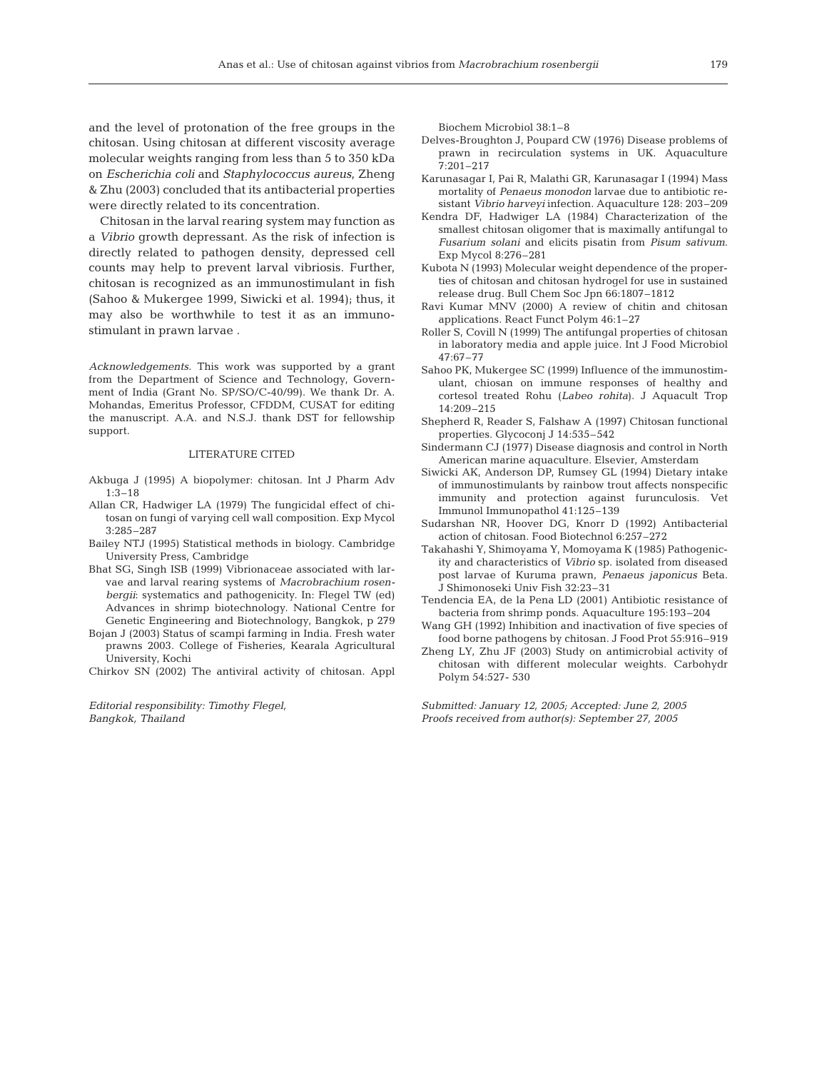and the level of protonation of the free groups in the chitosan. Using chitosan at different viscosity average molecular weights ranging from less than 5 to 350 kDa on *Escherichia coli* and *Staphylococcus aureus*, Zheng & Zhu (2003) concluded that its antibacterial properties were directly related to its concentration.

Chitosan in the larval rearing system may function as a *Vibrio* growth depressant. As the risk of infection is directly related to pathogen density, depressed cell counts may help to prevent larval vibriosis. Further, chitosan is recognized as an immunostimulant in fish (Sahoo & Mukergee 1999, Siwicki et al. 1994); thus, it may also be worthwhile to test it as an immunostimulant in prawn larvae .

*Acknowledgements.* This work was supported by a grant from the Department of Science and Technology, Government of India (Grant No. SP/SO/C-40/99). We thank Dr. A. Mohandas, Emeritus Professor, CFDDM, CUSAT for editing the manuscript. A.A. and N.S.J. thank DST for fellowship support.

## LITERATURE CITED

- Akbuga J (1995) A biopolymer: chitosan. Int J Pharm Adv 1:3–18
- Allan CR, Hadwiger LA (1979) The fungicidal effect of chitosan on fungi of varying cell wall composition. Exp Mycol 3:285–287
- Bailey NTJ (1995) Statistical methods in biology. Cambridge University Press, Cambridge
- Bhat SG, Singh ISB (1999) Vibrionaceae associated with larvae and larval rearing systems of *Macrobrachium rosenbergii*: systematics and pathogenicity. In: Flegel TW (ed) Advances in shrimp biotechnology. National Centre for Genetic Engineering and Biotechnology, Bangkok, p 279
- Bojan J (2003) Status of scampi farming in India. Fresh water prawns 2003. College of Fisheries, Kearala Agricultural University, Kochi
- Chirkov SN (2002) The antiviral activity of chitosan. Appl Biochem Microbiol 38:1–8
- Delves-Broughton J, Poupard CW (1976) Disease problems of prawn in recirculation systems in UK. Aquaculture 7:201–217
- Karunasagar I, Pai R, Malathi GR, Karunasagar I (1994) Mass mortality of *Penaeus monodon* larvae due to antibiotic resistant *Vibrio harveyi* infection. Aquaculture 128: 203–209
- Kendra DF, Hadwiger LA (1984) Characterization of the smallest chitosan oligomer that is maximally antifungal to *Fusarium solani* and elicits pisatin from *Pisum sativum*. Exp Mycol 8:276–281
- Kubota N (1993) Molecular weight dependence of the properties of chitosan and chitosan hydrogel for use in sustained release drug. Bull Chem Soc Jpn 66:1807–1812
- Ravi Kumar MNV (2000) A review of chitin and chitosan applications. React Funct Polym 46:1–27
- Roller S, Covill N (1999) The antifungal properties of chitosan in laboratory media and apple juice. Int J Food Microbiol 47:67–77
- Sahoo PK, Mukergee SC (1999) Influence of the immunostimulant, chiosan on immune responses of healthy and cortesol treated Rohu (*Labeo rohita*). J Aquacult Trop 14:209–215
- Shepherd R, Reader S, Falshaw A (1997) Chitosan functional properties. Glycoconj J 14:535–542
- Sindermann CJ (1977) Disease diagnosis and control in North American marine aquaculture. Elsevier, Amsterdam
- Siwicki AK, Anderson DP, Rumsey GL (1994) Dietary intake of immunostimulants by rainbow trout affects nonspecific immunity and protection against furunculosis. Vet Immunol Immunopathol 41:125–139
- Sudarshan NR, Hoover DG, Knorr D (1992) Antibacterial action of chitosan. Food Biotechnol 6:257–272
- Takahashi Y, Shimoyama Y, Momoyama K (1985) Pathogenicity and characteristics of *Vibrio* sp. isolated from diseased post larvae of Kuruma prawn, *Penaeus japonicus* Beta. J Shimonoseki Univ Fish 32:23–31
- Tendencia EA, de la Pena LD (2001) Antibiotic resistance of bacteria from shrimp ponds. Aquaculture 195:193–204
- Wang GH (1992) Inhibition and inactivation of five species of food borne pathogens by chitosan. J Food Prot 55:916–919
- Zheng LY, Zhu JF (2003) Study on antimicrobial activity of chitosan with different molecular weights. Carbohydr Polym 54:527- 530

*Editorial responsibility: Timothy Flegel, Bangkok, Thailand*

*Submitted: January 12, 2005; Accepted: June 2, 2005*
*Proofs received from author(s): September 27, 2005*